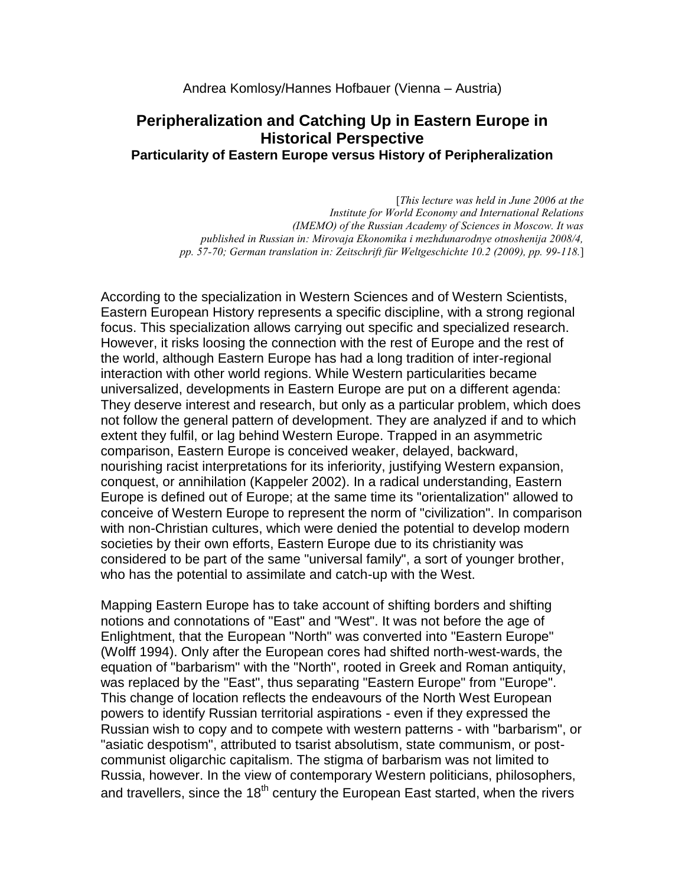Andrea Komlosy/Hannes Hofbauer (Vienna – Austria)

# Peripheralization and Catching Up in Eastern Europe in Historical Perspective

## Particularity of Eastern Europe versus History of Peripheralization

[*This lecture was held in June 2006 at the Institute for World Economy and International Relations (IMEMO) of the Russian Academy of Sciences in Moscow. It was published in Russian in: Mirovaja Ekonomika i mezhdunarodnye otnoshenija 2008/4, pp. 57-70; German translation in: Zeitschrift für Weltgeschichte 10.2 (2009), pp. 99-118.*]

According to the specialization in Western Sciences and of Western Scientists, Eastern European History represents a specific discipline, with a strong regional focus. This specialization allows carrying out specific and specialized research. However, it risks loosing the connection with the rest of Europe and the rest of the world, although Eastern Europe has had a long tradition of inter-regional interaction with other world regions. While Western particularities became universalized, developments in Eastern Europe are put on a different agenda: They deserve interest and research, but only as a particular problem, which does not follow the general pattern of development. They are analyzed if and to which extent they fulfil, or lag behind Western Europe. Trapped in an asymmetric comparison, Eastern Europe is conceived weaker, delayed, backward, nourishing racist interpretations for its inferiority, justifying Western expansion, conquest, or annihilation (Kappeler 2002). In a radical understanding, Eastern Europe is defined out of Europe; at the same time its "orientalization" allowed to conceive of Western Europe to represent the norm of "civilization". In comparison with non-Christian cultures, which were denied the potential to develop modern societies by their own efforts, Eastern Europe due to its christianity was considered to be part of the same "universal family", a sort of younger brother, who has the potential to assimilate and catch-up with the West.

Mapping Eastern Europe has to take account of shifting borders and shifting notions and connotations of "East" and "West". It was not before the age of Enlightment, that the European "North" was converted into "Eastern Europe" (Wolff 1994). Only after the European cores had shifted north-west-wards, the equation of "barbarism" with the "North", rooted in Greek and Roman antiquity, was replaced by the "East", thus separating "Eastern Europe" from "Europe". This change of location reflects the endeavours of the North West European powers to identify Russian territorial aspirations - even if they expressed the Russian wish to copy and to compete with western patterns - with "barbarism", or "asiatic despotism", attributed to tsarist absolutism, state communism, or post-communist oligarchic capitalism. The stigma of barbarism was not limited to Russia, however. In the view of contemporary Western politicians, philosophers, and travellers, since the 18th century the European East started, when the rivers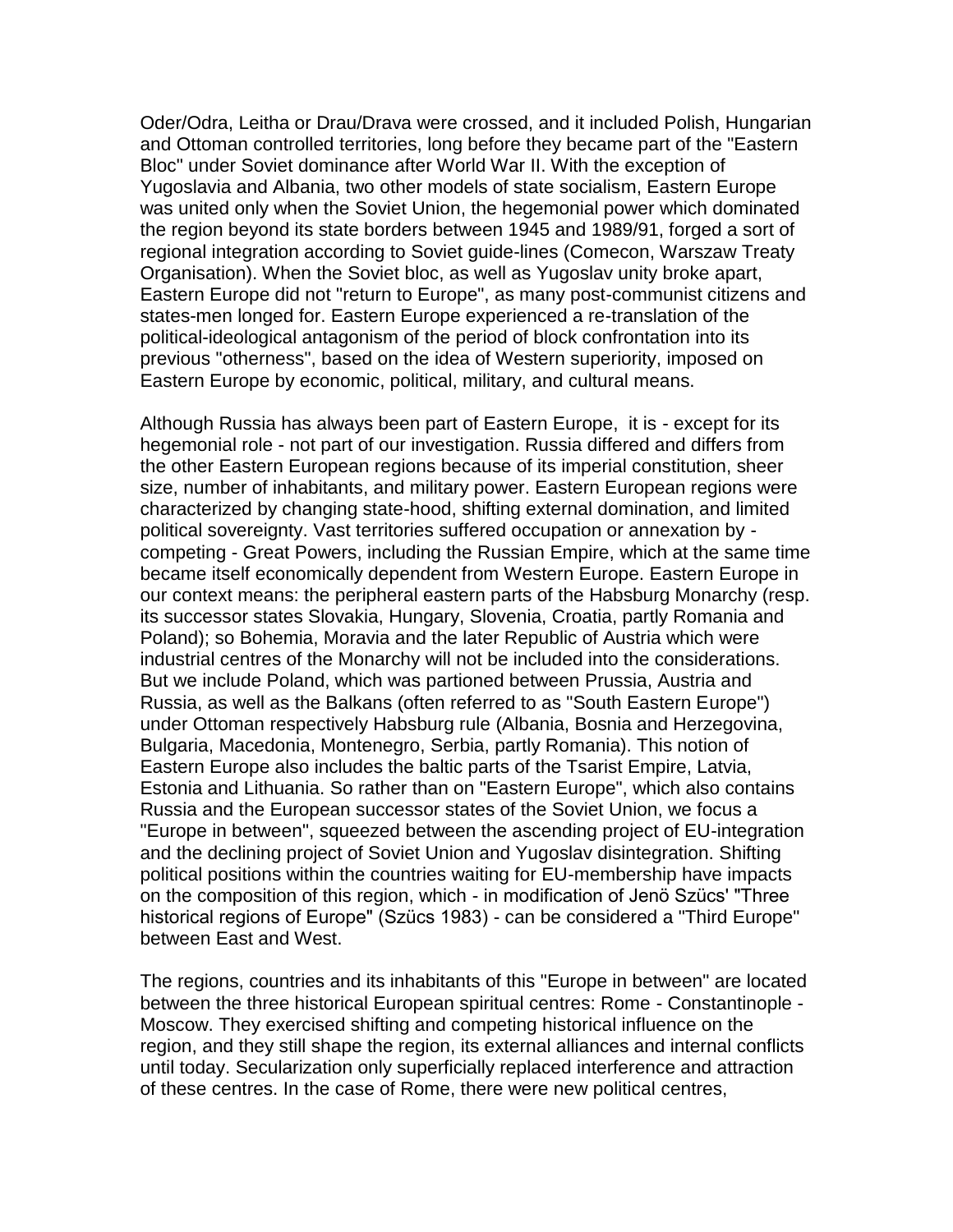Oder/Odra, Leitha or Drau/Drava were crossed, and it included Polish, Hungarian and Ottoman controlled territories, long before they became part of the "Eastern Bloc" under Soviet dominance after World War II. With the exception of Yugoslavia and Albania, two other models of state socialism, Eastern Europe was united only when the Soviet Union, the hegemonial power which dominated the region beyond its state borders between 1945 and 1989/91, forged a sort of regional integration according to Soviet guide-lines (Comecon, Warszaw Treaty Organisation). When the Soviet bloc, as well as Yugoslav unity broke apart, Eastern Europe did not "return to Europe", as many post-communist citizens and states-men longed for. Eastern Europe experienced a re-translation of the political-ideological antagonism of the period of block confrontation into its previous "otherness", based on the idea of Western superiority, imposed on Eastern Europe by economic, political, military, and cultural means.

Although Russia has always been part of Eastern Europe, it is - except for its hegemonial role - not part of our investigation. Russia differed and differs from the other Eastern European regions because of its imperial constitution, sheer size, number of inhabitants, and military power. Eastern European regions were characterized by changing state-hood, shifting external domination, and limited political sovereignty. Vast territories suffered occupation or annexation by - competing - Great Powers, including the Russian Empire, which at the same time became itself economically dependent from Western Europe. Eastern Europe in our context means: the peripheral eastern parts of the Habsburg Monarchy (resp. its successor states Slovakia, Hungary, Slovenia, Croatia, partly Romania and Poland); so Bohemia, Moravia and the later Republic of Austria which were industrial centres of the Monarchy will not be included into the considerations. But we include Poland, which was partioned between Prussia, Austria and Russia, as well as the Balkans (often referred to as "South Eastern Europe") under Ottoman respectively Habsburg rule (Albania, Bosnia and Herzegovina, Bulgaria, Macedonia, Montenegro, Serbia, partly Romania). This notion of Eastern Europe also includes the baltic parts of the Tsarist Empire, Latvia, Estonia and Lithuania. So rather than on "Eastern Europe", which also contains Russia and the European successor states of the Soviet Union, we focus a "Europe in between", squeezed between the ascending project of EU-integration and the declining project of Soviet Union and Yugoslav disintegration. Shifting political positions within the countries waiting for EU-membership have impacts on the composition of this region, which - in modification of Jenö Szücs' "Three historical regions of Europe" (Szücs 1983) - can be considered a "Third Europe" between East and West.

The regions, countries and its inhabitants of this "Europe in between" are located between the three historical European spiritual centres: Rome - Constantinople - Moscow. They exercised shifting and competing historical influence on the region, and they still shape the region, its external alliances and internal conflicts until today. Secularization only superficially replaced interference and attraction of these centres. In the case of Rome, there were new political centres,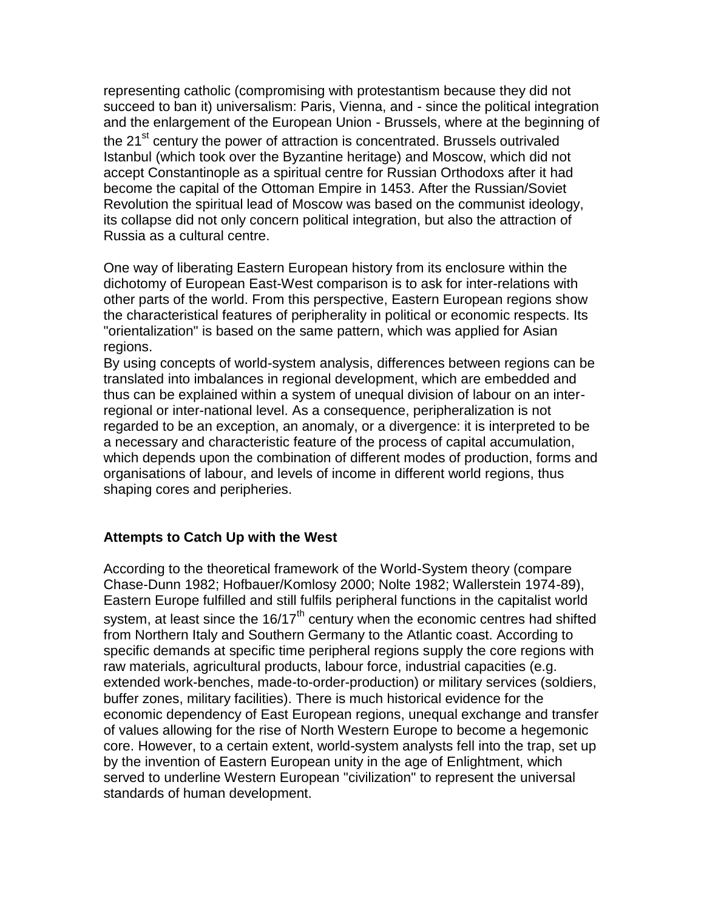representing catholic (compromising with protestantism because they did not succeed to ban it) universalism: Paris, Vienna, and - since the political integration and the enlargement of the European Union - Brussels, where at the beginning of the 21st century the power of attraction is concentrated. Brussels outrivaled Istanbul (which took over the Byzantine heritage) and Moscow, which did not accept Constantinople as a spiritual centre for Russian Orthodoxs after it had become the capital of the Ottoman Empire in 1453. After the Russian/Soviet Revolution the spiritual lead of Moscow was based on the communist ideology, its collapse did not only concern political integration, but also the attraction of Russia as a cultural centre.

One way of liberating Eastern European history from its enclosure within the dichotomy of European East-West comparison is to ask for inter-relations with other parts of the world. From this perspective, Eastern European regions show the characteristical features of peripherality in political or economic respects. Its "orientalization" is based on the same pattern, which was applied for Asian regions.

By using concepts of world-system analysis, differences between regions can be translated into imbalances in regional development, which are embedded and thus can be explained within a system of unequal division of labour on an inter-regional or inter-national level. As a consequence, peripheralization is not regarded to be an exception, an anomaly, or a divergence: it is interpreted to be a necessary and characteristic feature of the process of capital accumulation, which depends upon the combination of different modes of production, forms and organisations of labour, and levels of income in different world regions, thus shaping cores and peripheries.

## Attempts to Catch Up with the West

According to the theoretical framework of the World-System theory (compare Chase-Dunn 1982; Hofbauer/Komlosy 2000; Nolte 1982; Wallerstein 1974-89), Eastern Europe fulfilled and still fulfils peripheral functions in the capitalist world system, at least since the 16/17th century when the economic centres had shifted from Northern Italy and Southern Germany to the Atlantic coast. According to specific demands at specific time peripheral regions supply the core regions with raw materials, agricultural products, labour force, industrial capacities (e.g. extended work-benches, made-to-order-production) or military services (soldiers, buffer zones, military facilities). There is much historical evidence for the economic dependency of East European regions, unequal exchange and transfer of values allowing for the rise of North Western Europe to become a hegemonic core. However, to a certain extent, world-system analysts fell into the trap, set up by the invention of Eastern European unity in the age of Enlightment, which served to underline Western European "civilization" to represent the universal standards of human development.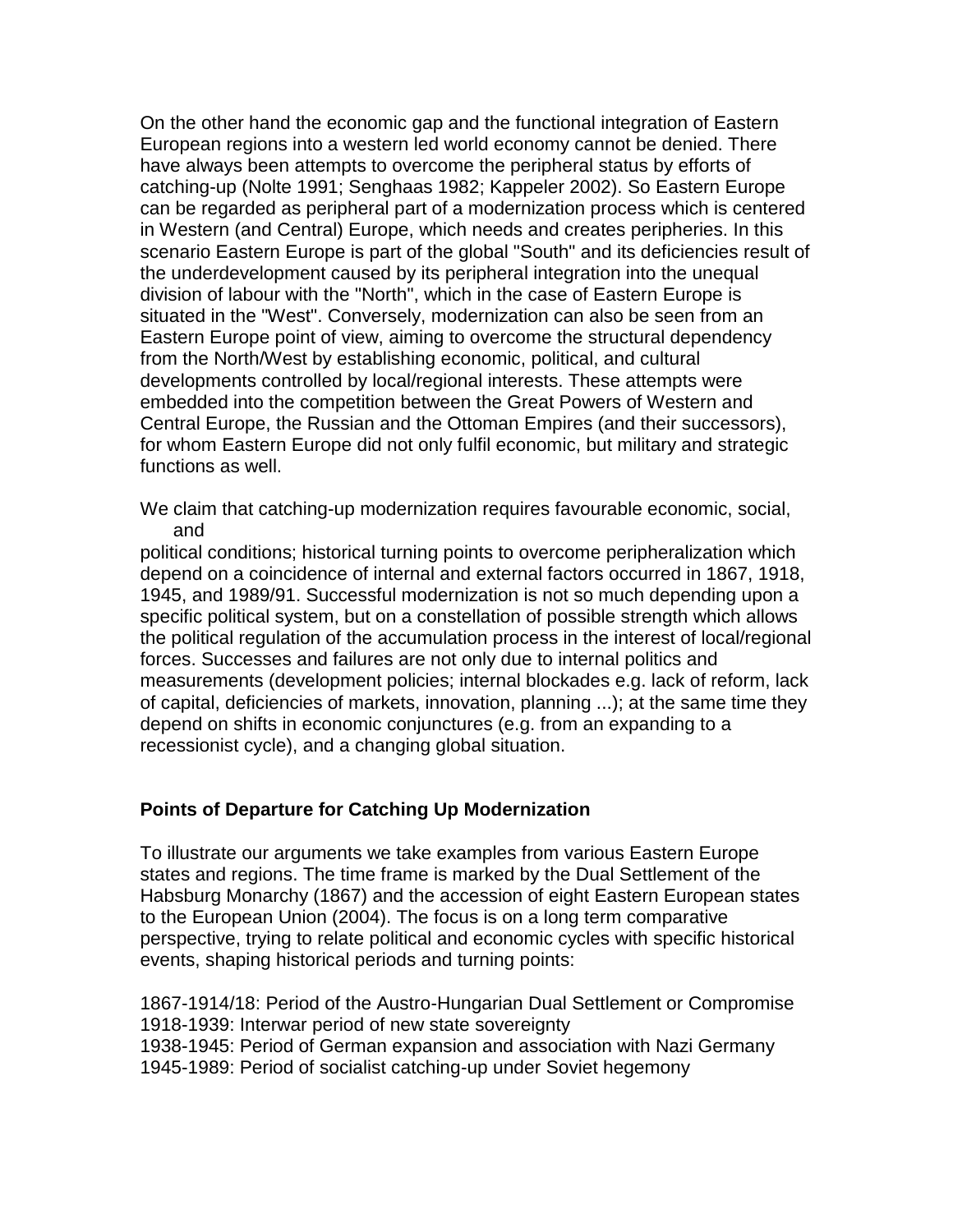On the other hand the economic gap and the functional integration of Eastern European regions into a western led world economy cannot be denied. There have always been attempts to overcome the peripheral status by efforts of catching-up (Nolte 1991; Senghaas 1982; Kappeler 2002). So Eastern Europe can be regarded as peripheral part of a modernization process which is centered in Western (and Central) Europe, which needs and creates peripheries. In this scenario Eastern Europe is part of the global "South" and its deficiencies result of the underdevelopment caused by its peripheral integration into the unequal division of labour with the "North", which in the case of Eastern Europe is situated in the "West". Conversely, modernization can also be seen from an Eastern Europe point of view, aiming to overcome the structural dependency from the North/West by establishing economic, political, and cultural developments controlled by local/regional interests. These attempts were embedded into the competition between the Great Powers of Western and Central Europe, the Russian and the Ottoman Empires (and their successors), for whom Eastern Europe did not only fulfil economic, but military and strategic functions as well.

We claim that catching-up modernization requires favourable economic, social, and political conditions; historical turning points to overcome peripheralization which depend on a coincidence of internal and external factors occurred in 1867, 1918, 1945, and 1989/91. Successful modernization is not so much depending upon a specific political system, but on a constellation of possible strength which allows the political regulation of the accumulation process in the interest of local/regional forces. Successes and failures are not only due to internal politics and measurements (development policies; internal blockades e.g. lack of reform, lack of capital, deficiencies of markets, innovation, planning ...); at the same time they depend on shifts in economic conjunctures (e.g. from an expanding to a recessionist cycle), and a changing global situation.

**Points of Departure for Catching Up Modernization**

To illustrate our arguments we take examples from various Eastern Europe states and regions. The time frame is marked by the Dual Settlement of the Habsburg Monarchy (1867) and the accession of eight Eastern European states to the European Union (2004). The focus is on a long term comparative perspective, trying to relate political and economic cycles with specific historical events, shaping historical periods and turning points:

1867-1914/18: Period of the Austro-Hungarian Dual Settlement or Compromise
1918-1939: Interwar period of new state sovereignty
1938-1945: Period of German expansion and association with Nazi Germany
1945-1989: Period of socialist catching-up under Soviet hegemony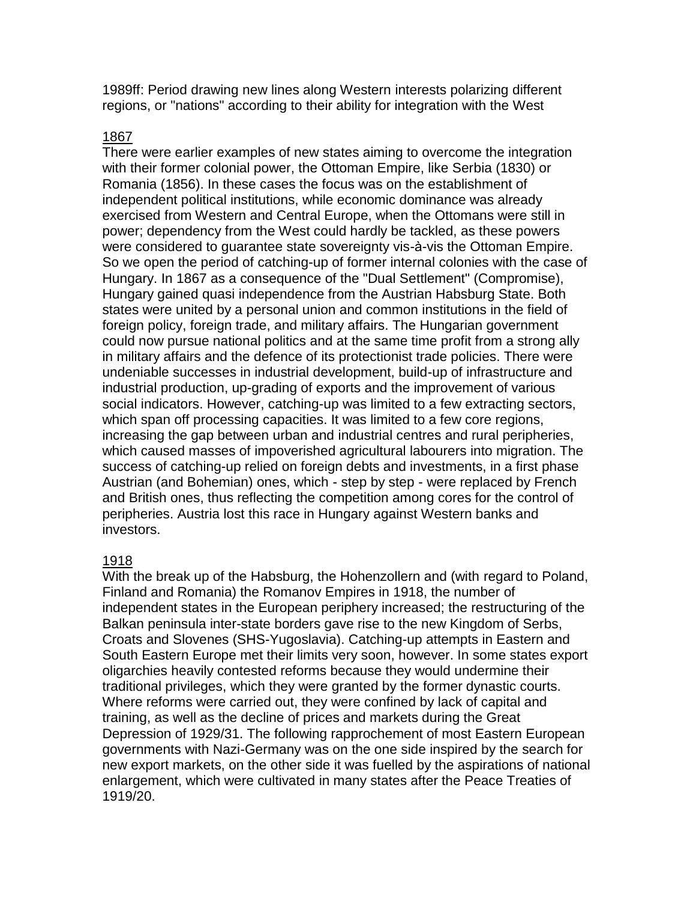1989ff: Period drawing new lines along Western interests polarizing different regions, or "nations" according to their ability for integration with the West

<u>1867</u>

There were earlier examples of new states aiming to overcome the integration with their former colonial power, the Ottoman Empire, like Serbia (1830) or Romania (1856). In these cases the focus was on the establishment of independent political institutions, while economic dominance was already exercised from Western and Central Europe, when the Ottomans were still in power; dependency from the West could hardly be tackled, as these powers were considered to guarantee state sovereignty vis-à-vis the Ottoman Empire. So we open the period of catching-up of former internal colonies with the case of Hungary. In 1867 as a consequence of the "Dual Settlement" (Compromise), Hungary gained quasi independence from the Austrian Habsburg State. Both states were united by a personal union and common institutions in the field of foreign policy, foreign trade, and military affairs. The Hungarian government could now pursue national politics and at the same time profit from a strong ally in military affairs and the defence of its protectionist trade policies. There were undeniable successes in industrial development, build-up of infrastructure and industrial production, up-grading of exports and the improvement of various social indicators. However, catching-up was limited to a few extracting sectors, which span off processing capacities. It was limited to a few core regions, increasing the gap between urban and industrial centres and rural peripheries, which caused masses of impoverished agricultural labourers into migration. The success of catching-up relied on foreign debts and investments, in a first phase Austrian (and Bohemian) ones, which - step by step - were replaced by French and British ones, thus reflecting the competition among cores for the control of peripheries. Austria lost this race in Hungary against Western banks and investors.

<u>1918</u>

With the break up of the Habsburg, the Hohenzollern and (with regard to Poland, Finland and Romania) the Romanov Empires in 1918, the number of independent states in the European periphery increased; the restructuring of the Balkan peninsula inter-state borders gave rise to the new Kingdom of Serbs, Croats and Slovenes (SHS-Yugoslavia). Catching-up attempts in Eastern and South Eastern Europe met their limits very soon, however. In some states export oligarchies heavily contested reforms because they would undermine their traditional privileges, which they were granted by the former dynastic courts. Where reforms were carried out, they were confined by lack of capital and training, as well as the decline of prices and markets during the Great Depression of 1929/31. The following rapprochement of most Eastern European governments with Nazi-Germany was on the one side inspired by the search for new export markets, on the other side it was fuelled by the aspirations of national enlargement, which were cultivated in many states after the Peace Treaties of 1919/20.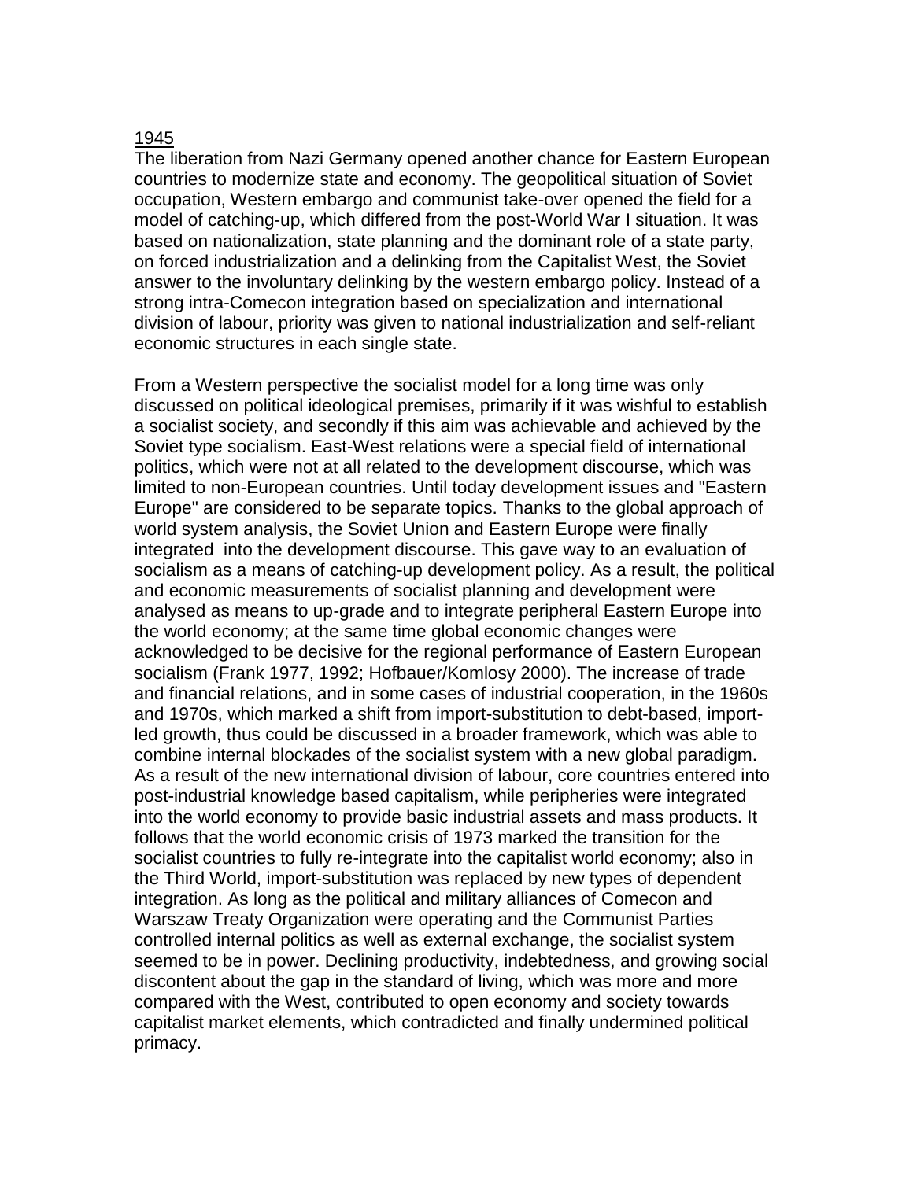## 1945

The liberation from Nazi Germany opened another chance for Eastern European countries to modernize state and economy. The geopolitical situation of Soviet occupation, Western embargo and communist take-over opened the field for a model of catching-up, which differed from the post-World War I situation. It was based on nationalization, state planning and the dominant role of a state party, on forced industrialization and a delinking from the Capitalist West, the Soviet answer to the involuntary delinking by the western embargo policy. Instead of a strong intra-Comecon integration based on specialization and international division of labour, priority was given to national industrialization and self-reliant economic structures in each single state.

From a Western perspective the socialist model for a long time was only discussed on political ideological premises, primarily if it was wishful to establish a socialist society, and secondly if this aim was achievable and achieved by the Soviet type socialism. East-West relations were a special field of international politics, which were not at all related to the development discourse, which was limited to non-European countries. Until today development issues and "Eastern Europe" are considered to be separate topics. Thanks to the global approach of world system analysis, the Soviet Union and Eastern Europe were finally integrated into the development discourse. This gave way to an evaluation of socialism as a means of catching-up development policy. As a result, the political and economic measurements of socialist planning and development were analysed as means to up-grade and to integrate peripheral Eastern Europe into the world economy; at the same time global economic changes were acknowledged to be decisive for the regional performance of Eastern European socialism (Frank 1977, 1992; Hofbauer/Komlosy 2000). The increase of trade and financial relations, and in some cases of industrial cooperation, in the 1960s and 1970s, which marked a shift from import-substitution to debt-based, import-led growth, thus could be discussed in a broader framework, which was able to combine internal blockades of the socialist system with a new global paradigm. As a result of the new international division of labour, core countries entered into post-industrial knowledge based capitalism, while peripheries were integrated into the world economy to provide basic industrial assets and mass products. It follows that the world economic crisis of 1973 marked the transition for the socialist countries to fully re-integrate into the capitalist world economy; also in the Third World, import-substitution was replaced by new types of dependent integration. As long as the political and military alliances of Comecon and Warszaw Treaty Organization were operating and the Communist Parties controlled internal politics as well as external exchange, the socialist system seemed to be in power. Declining productivity, indebtedness, and growing social discontent about the gap in the standard of living, which was more and more compared with the West, contributed to open economy and society towards capitalist market elements, which contradicted and finally undermined political primacy.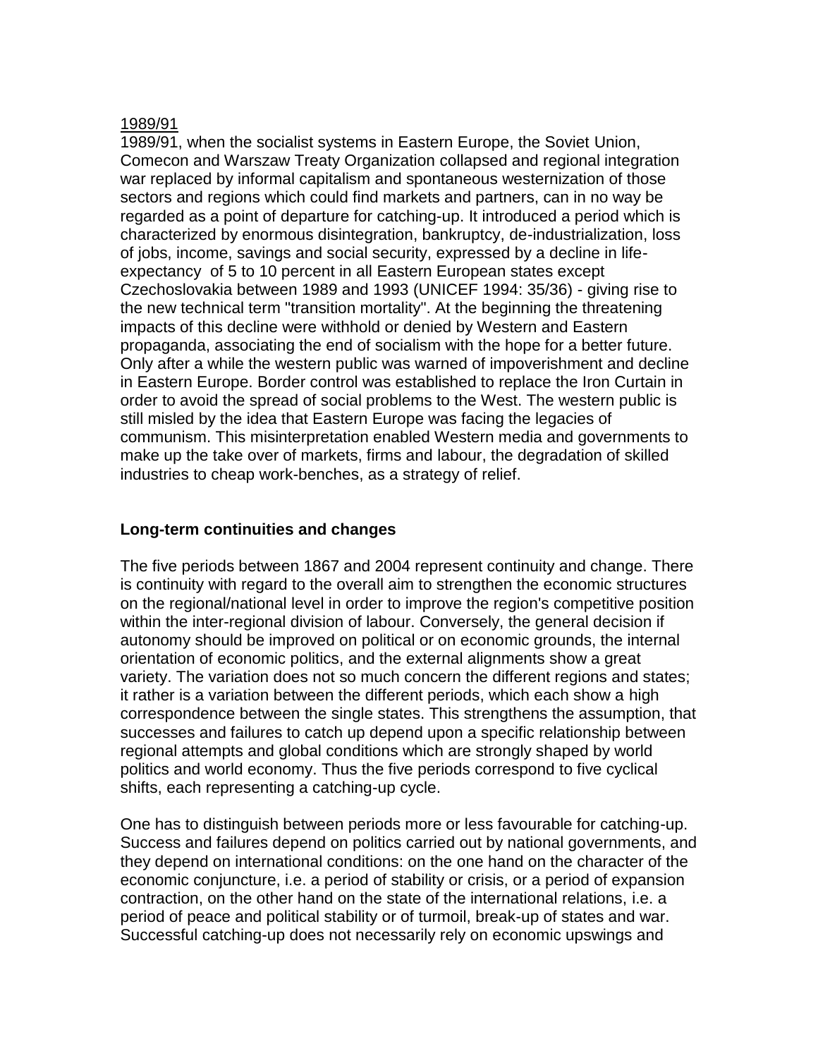1989/91

1989/91, when the socialist systems in Eastern Europe, the Soviet Union, Comecon and Warszaw Treaty Organization collapsed and regional integration war replaced by informal capitalism and spontaneous westernization of those sectors and regions which could find markets and partners, can in no way be regarded as a point of departure for catching-up. It introduced a period which is characterized by enormous disintegration, bankruptcy, de-industrialization, loss of jobs, income, savings and social security, expressed by a decline in life-expectancy of 5 to 10 percent in all Eastern European states except Czechoslovakia between 1989 and 1993 (UNICEF 1994: 35/36) - giving rise to the new technical term "transition mortality". At the beginning the threatening impacts of this decline were withhold or denied by Western and Eastern propaganda, associating the end of socialism with the hope for a better future. Only after a while the western public was warned of impoverishment and decline in Eastern Europe. Border control was established to replace the Iron Curtain in order to avoid the spread of social problems to the West. The western public is still misled by the idea that Eastern Europe was facing the legacies of communism. This misinterpretation enabled Western media and governments to make up the take over of markets, firms and labour, the degradation of skilled industries to cheap work-benches, as a strategy of relief.

## Long-term continuities and changes

The five periods between 1867 and 2004 represent continuity and change. There is continuity with regard to the overall aim to strengthen the economic structures on the regional/national level in order to improve the region's competitive position within the inter-regional division of labour. Conversely, the general decision if autonomy should be improved on political or on economic grounds, the internal orientation of economic politics, and the external alignments show a great variety. The variation does not so much concern the different regions and states; it rather is a variation between the different periods, which each show a high correspondence between the single states. This strengthens the assumption, that successes and failures to catch up depend upon a specific relationship between regional attempts and global conditions which are strongly shaped by world politics and world economy. Thus the five periods correspond to five cyclical shifts, each representing a catching-up cycle.

One has to distinguish between periods more or less favourable for catching-up. Success and failures depend on politics carried out by national governments, and they depend on international conditions: on the one hand on the character of the economic conjuncture, i.e. a period of stability or crisis, or a period of expansion contraction, on the other hand on the state of the international relations, i.e. a period of peace and political stability or of turmoil, break-up of states and war. Successful catching-up does not necessarily rely on economic upswings and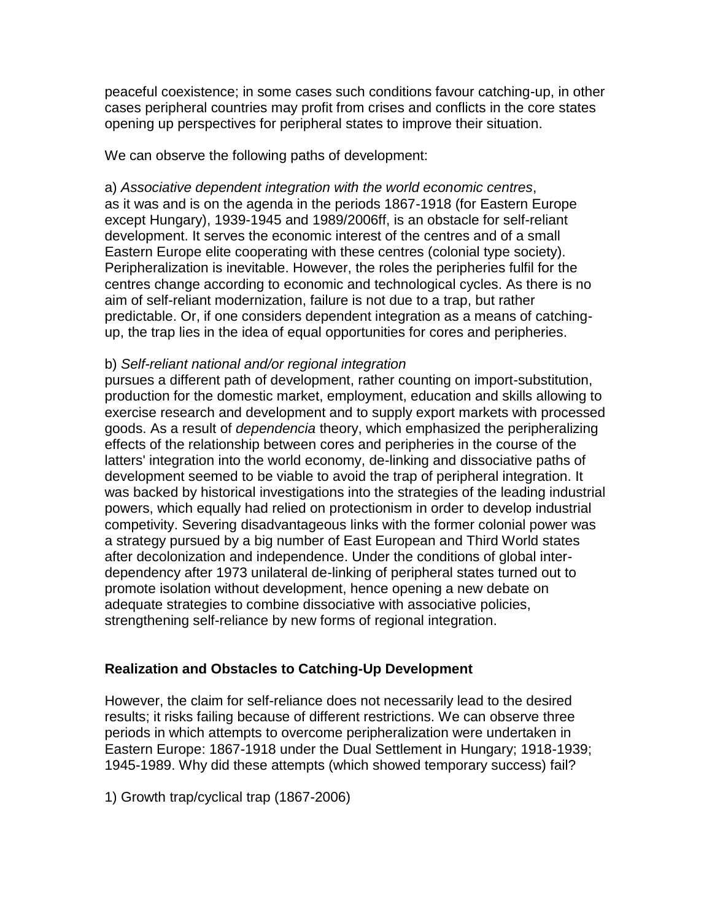peaceful coexistence; in some cases such conditions favour catching-up, in other cases peripheral countries may profit from crises and conflicts in the core states opening up perspectives for peripheral states to improve their situation.

We can observe the following paths of development:

a) *Associative dependent integration with the world economic centres*, as it was and is on the agenda in the periods 1867-1918 (for Eastern Europe except Hungary), 1939-1945 and 1989/2006ff, is an obstacle for self-reliant development. It serves the economic interest of the centres and of a small Eastern Europe elite cooperating with these centres (colonial type society). Peripheralization is inevitable. However, the roles the peripheries fulfil for the centres change according to economic and technological cycles. As there is no aim of self-reliant modernization, failure is not due to a trap, but rather predictable. Or, if one considers dependent integration as a means of catching-up, the trap lies in the idea of equal opportunities for cores and peripheries.

b) *Self-reliant national and/or regional integration* pursues a different path of development, rather counting on import-substitution, production for the domestic market, employment, education and skills allowing to exercise research and development and to supply export markets with processed goods. As a result of *dependencia* theory, which emphasized the peripheralizing effects of the relationship between cores and peripheries in the course of the latters' integration into the world economy, de-linking and dissociative paths of development seemed to be viable to avoid the trap of peripheral integration. It was backed by historical investigations into the strategies of the leading industrial powers, which equally had relied on protectionism in order to develop industrial competivity. Severing disadvantageous links with the former colonial power was a strategy pursued by a big number of East European and Third World states after decolonization and independence. Under the conditions of global inter-dependency after 1973 unilateral de-linking of peripheral states turned out to promote isolation without development, hence opening a new debate on adequate strategies to combine dissociative with associative policies, strengthening self-reliance by new forms of regional integration.

## Realization and Obstacles to Catching-Up Development

However, the claim for self-reliance does not necessarily lead to the desired results; it risks failing because of different restrictions. We can observe three periods in which attempts to overcome peripheralization were undertaken in Eastern Europe: 1867-1918 under the Dual Settlement in Hungary; 1918-1939; 1945-1989. Why did these attempts (which showed temporary success) fail?

1) Growth trap/cyclical trap (1867-2006)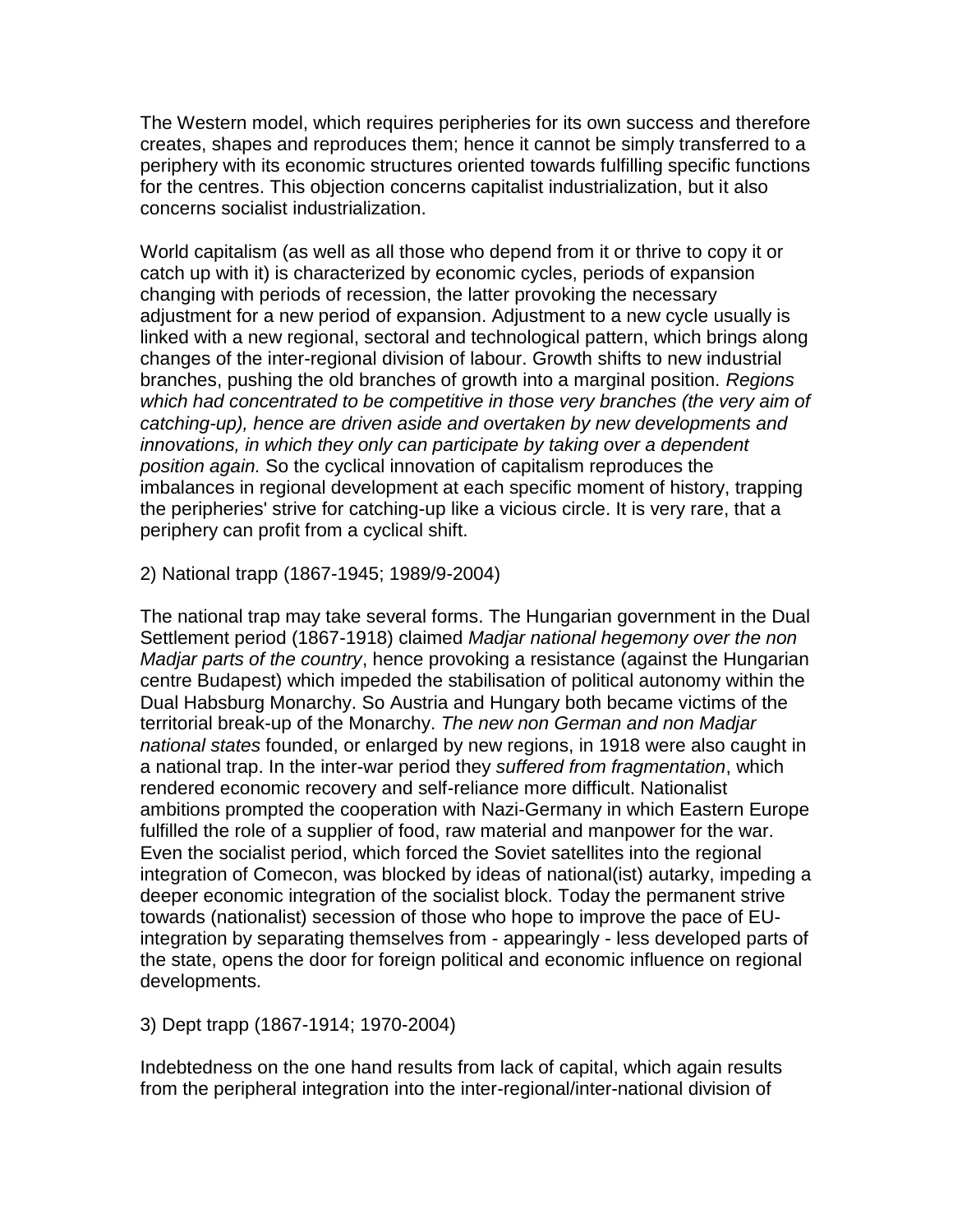The Western model, which requires peripheries for its own success and therefore creates, shapes and reproduces them; hence it cannot be simply transferred to a periphery with its economic structures oriented towards fulfilling specific functions for the centres. This objection concerns capitalist industrialization, but it also concerns socialist industrialization.

World capitalism (as well as all those who depend from it or thrive to copy it or catch up with it) is characterized by economic cycles, periods of expansion changing with periods of recession, the latter provoking the necessary adjustment for a new period of expansion. Adjustment to a new cycle usually is linked with a new regional, sectoral and technological pattern, which brings along changes of the inter-regional division of labour. Growth shifts to new industrial branches, pushing the old branches of growth into a marginal position. *Regions which had concentrated to be competitive in those very branches (the very aim of catching-up), hence are driven aside and overtaken by new developments and innovations, in which they only can participate by taking over a dependent position again.* So the cyclical innovation of capitalism reproduces the imbalances in regional development at each specific moment of history, trapping the peripheries' strive for catching-up like a vicious circle. It is very rare, that a periphery can profit from a cyclical shift.

2) National trapp (1867-1945; 1989/9-2004)

The national trap may take several forms. The Hungarian government in the Dual Settlement period (1867-1918) claimed *Madjar national hegemony over the non Madjar parts of the country*, hence provoking a resistance (against the Hungarian centre Budapest) which impeded the stabilisation of political autonomy within the Dual Habsburg Monarchy. So Austria and Hungary both became victims of the territorial break-up of the Monarchy. *The new non German and non Madjar national states* founded, or enlarged by new regions, in 1918 were also caught in a national trap. In the inter-war period they *suffered from fragmentation*, which rendered economic recovery and self-reliance more difficult. Nationalist ambitions prompted the cooperation with Nazi-Germany in which Eastern Europe fulfilled the role of a supplier of food, raw material and manpower for the war. Even the socialist period, which forced the Soviet satellites into the regional integration of Comecon, was blocked by ideas of national(ist) autarky, impeding a deeper economic integration of the socialist block. Today the permanent strive towards (nationalist) secession of those who hope to improve the pace of EU-integration by separating themselves from - appearingly - less developed parts of the state, opens the door for foreign political and economic influence on regional developments.

3) Dept trapp (1867-1914; 1970-2004)

Indebtedness on the one hand results from lack of capital, which again results from the peripheral integration into the inter-regional/inter-national division of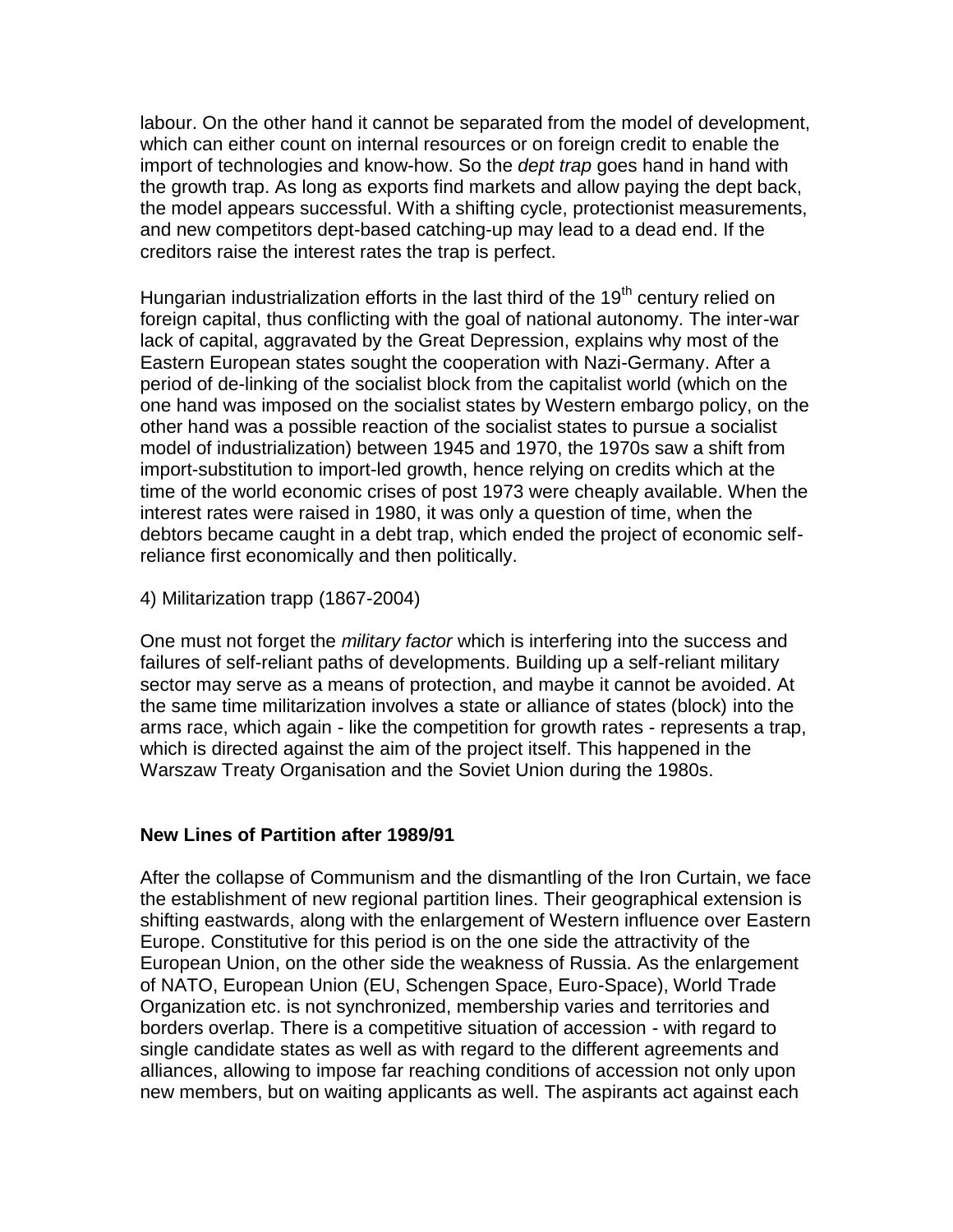labour. On the other hand it cannot be separated from the model of development, which can either count on internal resources or on foreign credit to enable the import of technologies and know-how. So the *dept trap* goes hand in hand with the growth trap. As long as exports find markets and allow paying the dept back, the model appears successful. With a shifting cycle, protectionist measurements, and new competitors dept-based catching-up may lead to a dead end. If the creditors raise the interest rates the trap is perfect.

Hungarian industrialization efforts in the last third of the 19th century relied on foreign capital, thus conflicting with the goal of national autonomy. The inter-war lack of capital, aggravated by the Great Depression, explains why most of the Eastern European states sought the cooperation with Nazi-Germany. After a period of de-linking of the socialist block from the capitalist world (which on the one hand was imposed on the socialist states by Western embargo policy, on the other hand was a possible reaction of the socialist states to pursue a socialist model of industrialization) between 1945 and 1970, the 1970s saw a shift from import-substitution to import-led growth, hence relying on credits which at the time of the world economic crises of post 1973 were cheaply available. When the interest rates were raised in 1980, it was only a question of time, when the debtors became caught in a debt trap, which ended the project of economic self-reliance first economically and then politically.

4) Militarization trapp (1867-2004)

One must not forget the *military factor* which is interfering into the success and failures of self-reliant paths of developments. Building up a self-reliant military sector may serve as a means of protection, and maybe it cannot be avoided. At the same time militarization involves a state or alliance of states (block) into the arms race, which again - like the competition for growth rates - represents a trap, which is directed against the aim of the project itself. This happened in the Warszaw Treaty Organisation and the Soviet Union during the 1980s.

## New Lines of Partition after 1989/91

After the collapse of Communism and the dismantling of the Iron Curtain, we face the establishment of new regional partition lines. Their geographical extension is shifting eastwards, along with the enlargement of Western influence over Eastern Europe. Constitutive for this period is on the one side the attractivity of the European Union, on the other side the weakness of Russia. As the enlargement of NATO, European Union (EU, Schengen Space, Euro-Space), World Trade Organization etc. is not synchronized, membership varies and territories and borders overlap. There is a competitive situation of accession - with regard to single candidate states as well as with regard to the different agreements and alliances, allowing to impose far reaching conditions of accession not only upon new members, but on waiting applicants as well. The aspirants act against each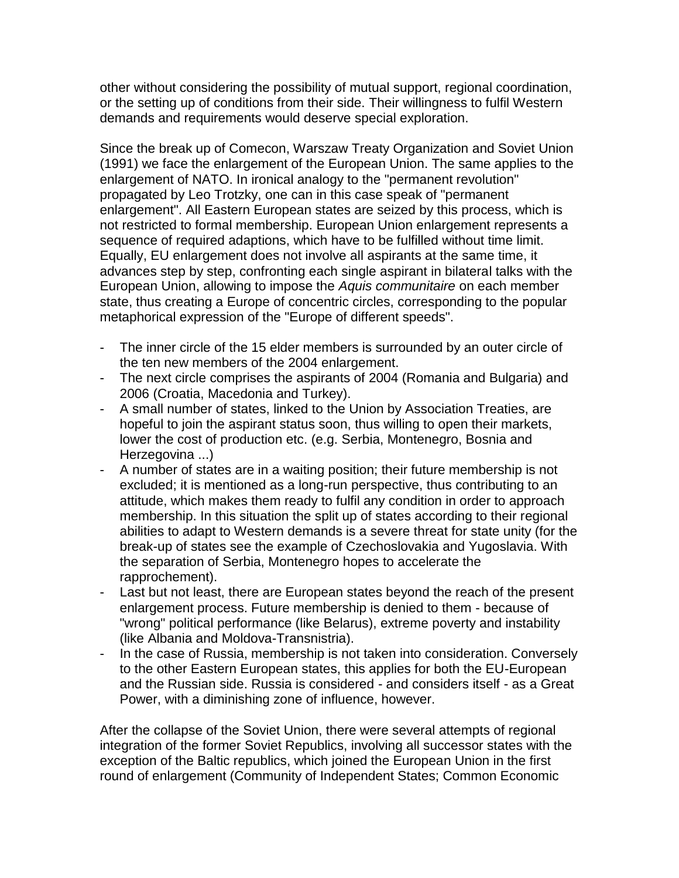other without considering the possibility of mutual support, regional coordination, or the setting up of conditions from their side. Their willingness to fulfil Western demands and requirements would deserve special exploration.

Since the break up of Comecon, Warszaw Treaty Organization and Soviet Union (1991) we face the enlargement of the European Union. The same applies to the enlargement of NATO. In ironical analogy to the "permanent revolution" propagated by Leo Trotzky, one can in this case speak of "permanent enlargement". All Eastern European states are seized by this process, which is not restricted to formal membership. European Union enlargement represents a sequence of required adaptions, which have to be fulfilled without time limit. Equally, EU enlargement does not involve all aspirants at the same time, it advances step by step, confronting each single aspirant in bilateral talks with the European Union, allowing to impose the *Aquis communitaire* on each member state, thus creating a Europe of concentric circles, corresponding to the popular metaphorical expression of the "Europe of different speeds".

- The inner circle of the 15 elder members is surrounded by an outer circle of the ten new members of the 2004 enlargement.
- The next circle comprises the aspirants of 2004 (Romania and Bulgaria) and 2006 (Croatia, Macedonia and Turkey).
- A small number of states, linked to the Union by Association Treaties, are hopeful to join the aspirant status soon, thus willing to open their markets, lower the cost of production etc. (e.g. Serbia, Montenegro, Bosnia and Herzegovina ...)
- A number of states are in a waiting position; their future membership is not excluded; it is mentioned as a long-run perspective, thus contributing to an attitude, which makes them ready to fulfil any condition in order to approach membership. In this situation the split up of states according to their regional abilities to adapt to Western demands is a severe threat for state unity (for the break-up of states see the example of Czechoslovakia and Yugoslavia. With the separation of Serbia, Montenegro hopes to accelerate the rapprochement).
- Last but not least, there are European states beyond the reach of the present enlargement process. Future membership is denied to them - because of "wrong" political performance (like Belarus), extreme poverty and instability (like Albania and Moldova-Transnistria).
- In the case of Russia, membership is not taken into consideration. Conversely to the other Eastern European states, this applies for both the EU-European and the Russian side. Russia is considered - and considers itself - as a Great Power, with a diminishing zone of influence, however.

After the collapse of the Soviet Union, there were several attempts of regional integration of the former Soviet Republics, involving all successor states with the exception of the Baltic republics, which joined the European Union in the first round of enlargement (Community of Independent States; Common Economic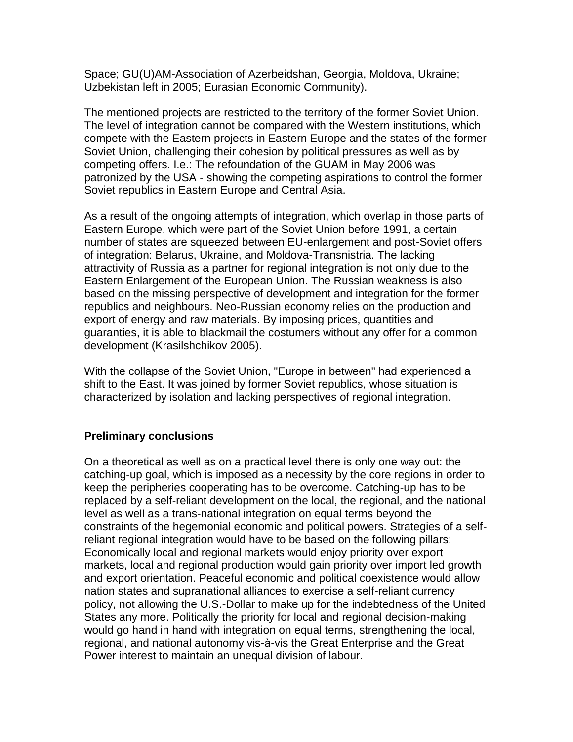Space; GU(U)AM-Association of Azerbeidshan, Georgia, Moldova, Ukraine; Uzbekistan left in 2005; Eurasian Economic Community).

The mentioned projects are restricted to the territory of the former Soviet Union. The level of integration cannot be compared with the Western institutions, which compete with the Eastern projects in Eastern Europe and the states of the former Soviet Union, challenging their cohesion by political pressures as well as by competing offers. I.e.: The refoundation of the GUAM in May 2006 was patronized by the USA - showing the competing aspirations to control the former Soviet republics in Eastern Europe and Central Asia.

As a result of the ongoing attempts of integration, which overlap in those parts of Eastern Europe, which were part of the Soviet Union before 1991, a certain number of states are squeezed between EU-enlargement and post-Soviet offers of integration: Belarus, Ukraine, and Moldova-Transnistria. The lacking attractivity of Russia as a partner for regional integration is not only due to the Eastern Enlargement of the European Union. The Russian weakness is also based on the missing perspective of development and integration for the former republics and neighbours. Neo-Russian economy relies on the production and export of energy and raw materials. By imposing prices, quantities and guaranties, it is able to blackmail the costumers without any offer for a common development (Krasilshchikov 2005).

With the collapse of the Soviet Union, "Europe in between" had experienced a shift to the East. It was joined by former Soviet republics, whose situation is characterized by isolation and lacking perspectives of regional integration.

## Preliminary conclusions

On a theoretical as well as on a practical level there is only one way out: the catching-up goal, which is imposed as a necessity by the core regions in order to keep the peripheries cooperating has to be overcome. Catching-up has to be replaced by a self-reliant development on the local, the regional, and the national level as well as a trans-national integration on equal terms beyond the constraints of the hegemonial economic and political powers. Strategies of a self-reliant regional integration would have to be based on the following pillars: Economically local and regional markets would enjoy priority over export markets, local and regional production would gain priority over import led growth and export orientation. Peaceful economic and political coexistence would allow nation states and supranational alliances to exercise a self-reliant currency policy, not allowing the U.S.-Dollar to make up for the indebtedness of the United States any more. Politically the priority for local and regional decision-making would go hand in hand with integration on equal terms, strengthening the local, regional, and national autonomy vis-à-vis the Great Enterprise and the Great Power interest to maintain an unequal division of labour.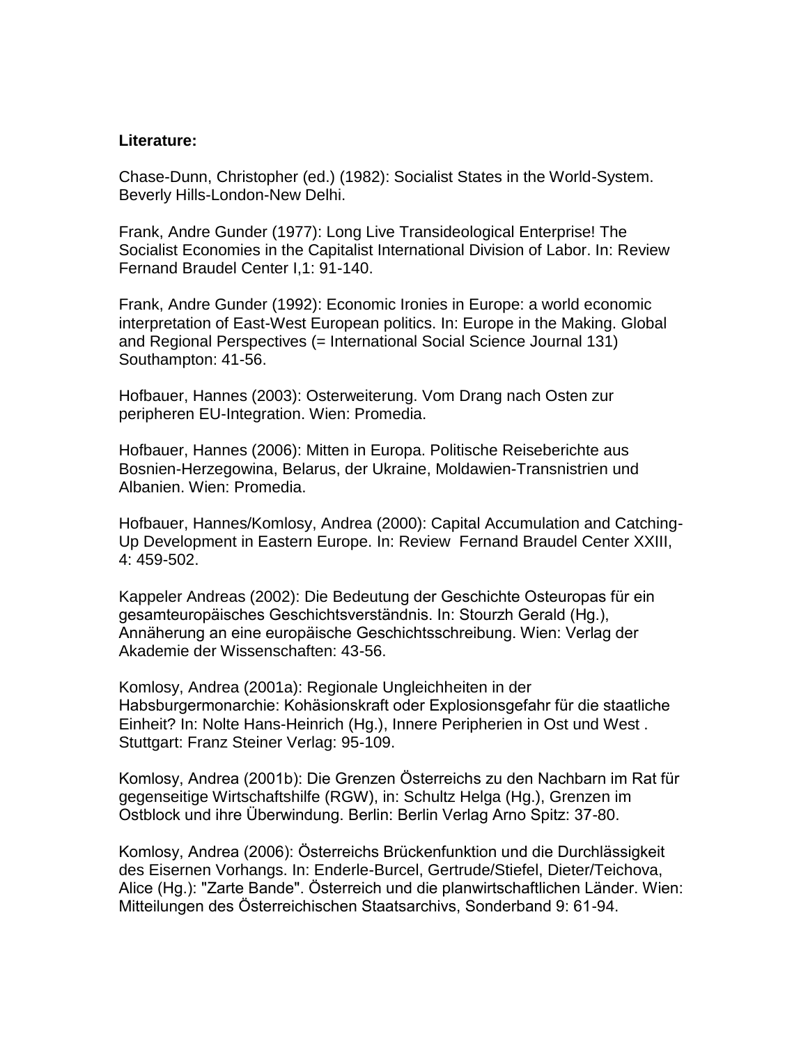**Literature:**

Chase-Dunn, Christopher (ed.) (1982): Socialist States in the World-System. Beverly Hills-London-New Delhi.

Frank, Andre Gunder (1977): Long Live Transideological Enterprise! The Socialist Economies in the Capitalist International Division of Labor. In: Review Fernand Braudel Center I,1: 91-140.

Frank, Andre Gunder (1992): Economic Ironies in Europe: a world economic interpretation of East-West European politics. In: Europe in the Making. Global and Regional Perspectives (= International Social Science Journal 131) Southampton: 41-56.

Hofbauer, Hannes (2003): Osterweiterung. Vom Drang nach Osten zur peripheren EU-Integration. Wien: Promedia.

Hofbauer, Hannes (2006): Mitten in Europa. Politische Reiseberichte aus Bosnien-Herzegowina, Belarus, der Ukraine, Moldawien-Transnistrien und Albanien. Wien: Promedia.

Hofbauer, Hannes/Komlosy, Andrea (2000): Capital Accumulation and Catching-Up Development in Eastern Europe. In: Review Fernand Braudel Center XXIII, 4: 459-502.

Kappeler Andreas (2002): Die Bedeutung der Geschichte Osteuropas für ein gesamteuropäisches Geschichtsverständnis. In: Stourzh Gerald (Hg.), Annäherung an eine europäische Geschichtsschreibung. Wien: Verlag der Akademie der Wissenschaften: 43-56.

Komlosy, Andrea (2001a): Regionale Ungleichheiten in der Habsburgermonarchie: Kohäsionskraft oder Explosionsgefahr für die staatliche Einheit? In: Nolte Hans-Heinrich (Hg.), Innere Peripherien in Ost und West . Stuttgart: Franz Steiner Verlag: 95-109.

Komlosy, Andrea (2001b): Die Grenzen Österreichs zu den Nachbarn im Rat für gegenseitige Wirtschaftshilfe (RGW), in: Schultz Helga (Hg.), Grenzen im Ostblock und ihre Überwindung. Berlin: Berlin Verlag Arno Spitz: 37-80.

Komlosy, Andrea (2006): Österreichs Brückenfunktion und die Durchlässigkeit des Eisernen Vorhangs. In: Enderle-Burcel, Gertrude/Stiefel, Dieter/Teichova, Alice (Hg.): "Zarte Bande". Österreich und die planwirtschaftlichen Länder. Wien: Mitteilungen des Österreichischen Staatsarchivs, Sonderband 9: 61-94.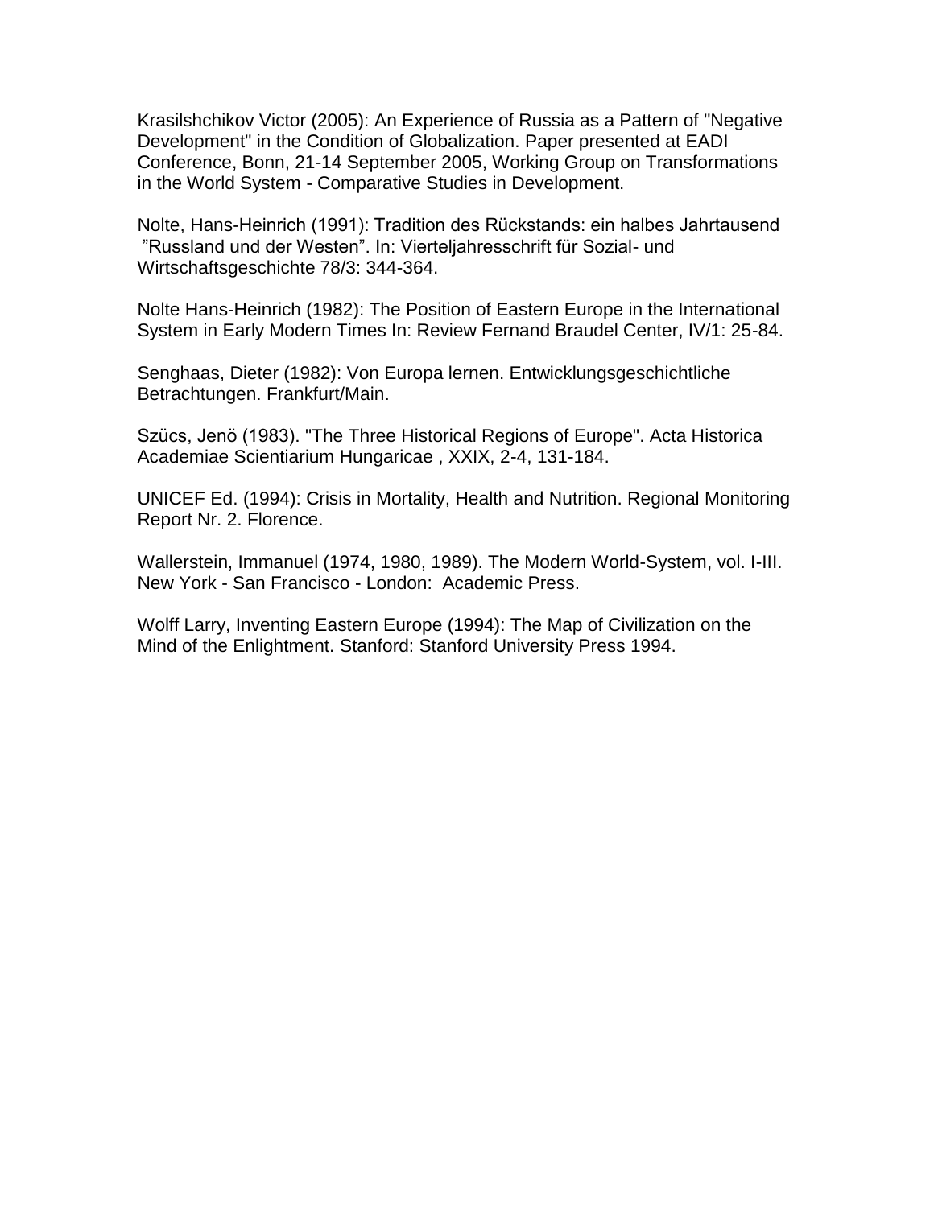Krasilshchikov Victor (2005): An Experience of Russia as a Pattern of "Negative Development" in the Condition of Globalization. Paper presented at EADI Conference, Bonn, 21-14 September 2005, Working Group on Transformations in the World System - Comparative Studies in Development.

Nolte, Hans-Heinrich (1991): Tradition des Rückstands: ein halbes Jahrtausend ”Russland und der Westen”. In: Vierteljahresschrift für Sozial- und Wirtschaftsgeschichte 78/3: 344-364.

Nolte Hans-Heinrich (1982): The Position of Eastern Europe in the International System in Early Modern Times In: Review Fernand Braudel Center, IV/1: 25-84.

Senghaas, Dieter (1982): Von Europa lernen. Entwicklungsgeschichtliche Betrachtungen. Frankfurt/Main.

Szücs, Jenö (1983). "The Three Historical Regions of Europe". Acta Historica Academiae Scientiarium Hungaricae , XXIX, 2-4, 131-184.

UNICEF Ed. (1994): Crisis in Mortality, Health and Nutrition. Regional Monitoring Report Nr. 2. Florence.

Wallerstein, Immanuel (1974, 1980, 1989). The Modern World-System, vol. I-III. New York - San Francisco - London: Academic Press.

Wolff Larry, Inventing Eastern Europe (1994): The Map of Civilization on the Mind of the Enlightment. Stanford: Stanford University Press 1994.